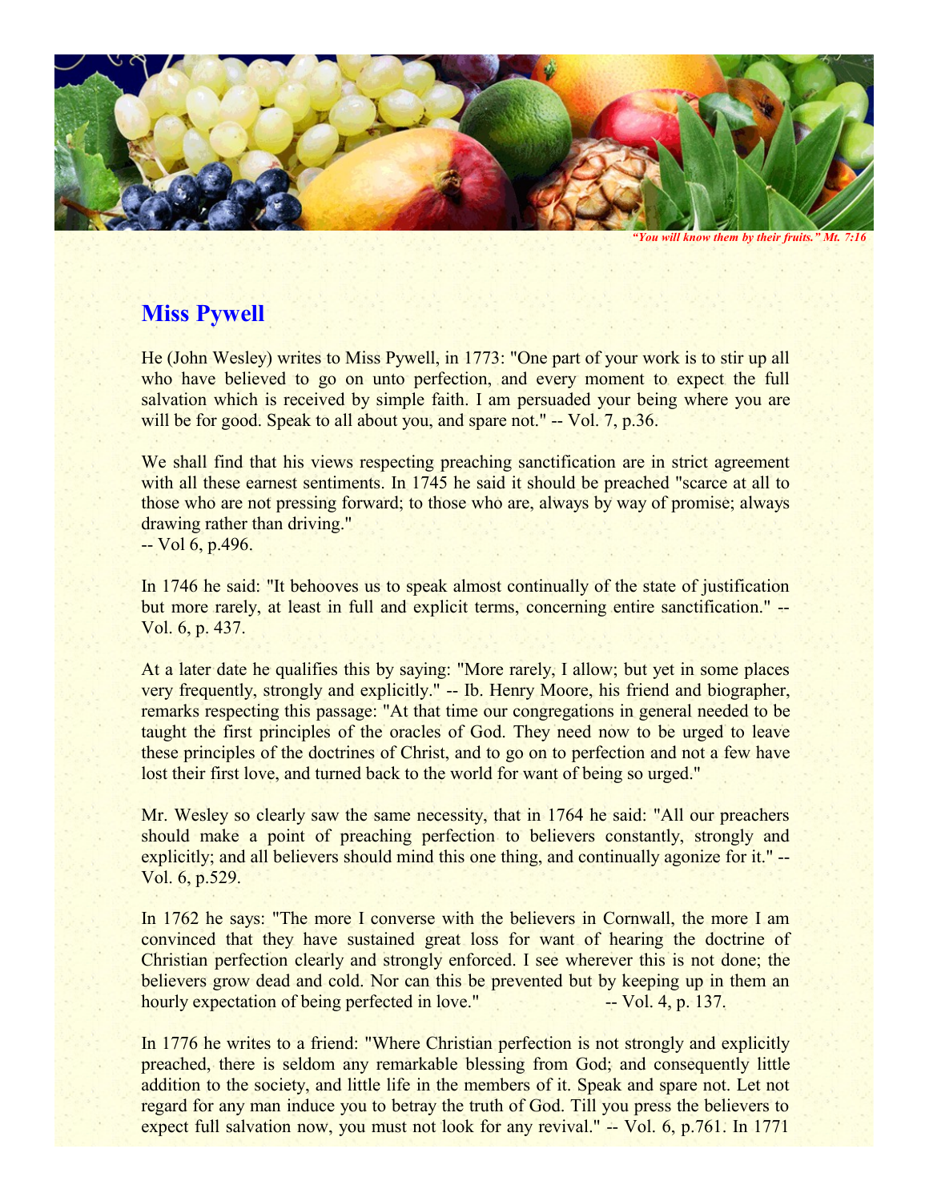*"You will know them by their fruits." Mt. 7:16*

# Miss Pywell

He (John Wesley) writes to Miss Pywell, in 1773: "One part of your work is to stir up all who have believed to go on unto perfection, and every moment to expect the full salvation which is received by simple faith. I am persuaded your being where you are will be for good. Speak to all about you, and spare not." -- Vol. 7, p.36.

We shall find that his views respecting preaching sanctification are in strict agreement with all these earnest sentiments. In 1745 he said it should be preached "scarce at all to those who are not pressing forward; to those who are, always by way of promise; always drawing rather than driving."
-- Vol 6, p.496.

In 1746 he said: "It behooves us to speak almost continually of the state of justification but more rarely, at least in full and explicit terms, concerning entire sanctification." -- Vol. 6, p. 437.

At a later date he qualifies this by saying: "More rarely, I allow; but yet in some places very frequently, strongly and explicitly." -- Ib. Henry Moore, his friend and biographer, remarks respecting this passage: "At that time our congregations in general needed to be taught the first principles of the oracles of God. They need now to be urged to leave these principles of the doctrines of Christ, and to go on to perfection and not a few have lost their first love, and turned back to the world for want of being so urged."

Mr. Wesley so clearly saw the same necessity, that in 1764 he said: "All our preachers should make a point of preaching perfection to believers constantly, strongly and explicitly; and all believers should mind this one thing, and continually agonize for it." -- Vol. 6, p.529.

In 1762 he says: "The more I converse with the believers in Cornwall, the more I am convinced that they have sustained great loss for want of hearing the doctrine of Christian perfection clearly and strongly enforced. I see wherever this is not done; the believers grow dead and cold. Nor can this be prevented but by keeping up in them an hourly expectation of being perfected in love." -- Vol. 4, p. 137.

In 1776 he writes to a friend: "Where Christian perfection is not strongly and explicitly preached, there is seldom any remarkable blessing from God; and consequently little addition to the society, and little life in the members of it. Speak and spare not. Let not regard for any man induce you to betray the truth of God. Till you press the believers to expect full salvation now, you must not look for any revival." -- Vol. 6, p.761. In 1771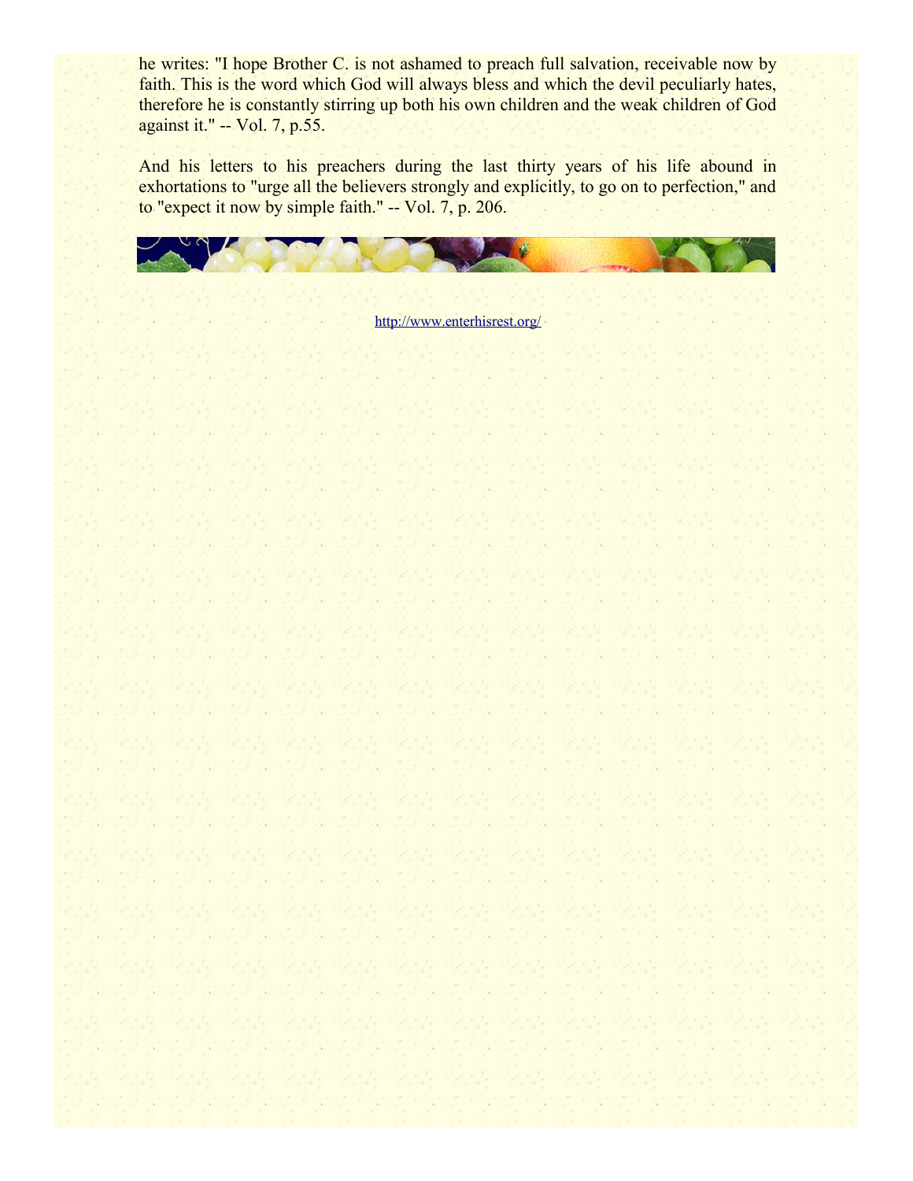he writes: "I hope Brother C. is not ashamed to preach full salvation, receivable now by faith. This is the word which God will always bless and which the devil peculiarly hates, therefore he is constantly stirring up both his own children and the weak children of God against it." -- Vol. 7, p.55.

And his letters to his preachers during the last thirty years of his life abound in exhortations to "urge all the believers strongly and explicitly, to go on to perfection," and to "expect it now by simple faith." -- Vol. 7, p. 206.

http://www.enterhisrest.org/